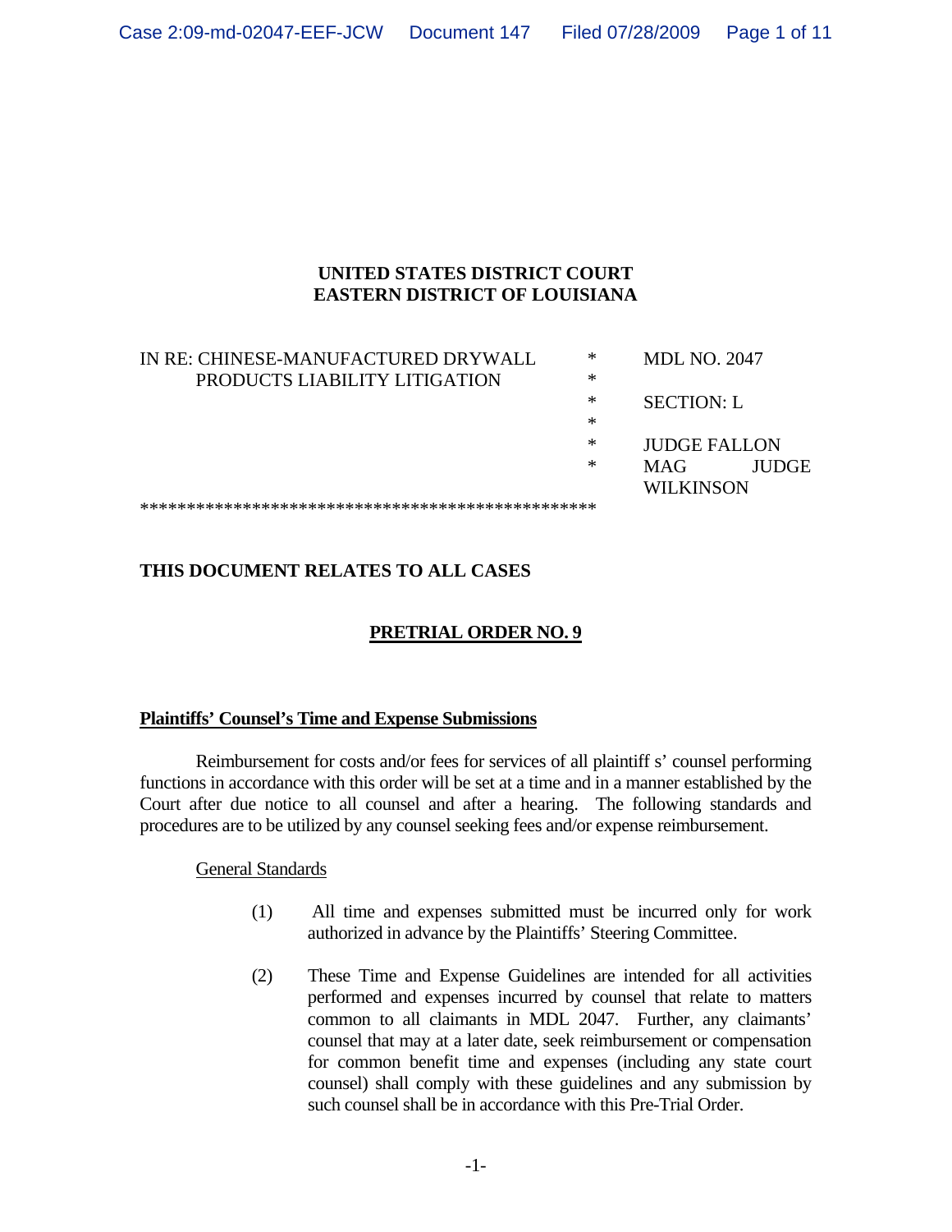**UNITED STATES DISTRICT COURT**
**EASTERN DISTRICT OF LOUISIANA**

| | | |
|---|---|---|
| IN RE: CHINESE-MANUFACTURED DRYWALL PRODUCTS LIABILITY LITIGATION | * | MDL NO. 2047 |
| | * | SECTION: L |
| | * | JUDGE FALLON |
| | * | MAG JUDGE WILKINSON |

**************************************************

**THIS DOCUMENT RELATES TO ALL CASES**

**PRETRIAL ORDER NO. 9**

**Plaintiffs' Counsel's Time and Expense Submissions**

Reimbursement for costs and/or fees for services of all plaintiff s' counsel performing functions in accordance with this order will be set at a time and in a manner established by the Court after due notice to all counsel and after a hearing. The following standards and procedures are to be utilized by any counsel seeking fees and/or expense reimbursement.

General Standards

(1) All time and expenses submitted must be incurred only for work authorized in advance by the Plaintiffs' Steering Committee.

(2) These Time and Expense Guidelines are intended for all activities performed and expenses incurred by counsel that relate to matters common to all claimants in MDL 2047. Further, any claimants' counsel that may at a later date, seek reimbursement or compensation for common benefit time and expenses (including any state court counsel) shall comply with these guidelines and any submission by such counsel shall be in accordance with this Pre-Trial Order.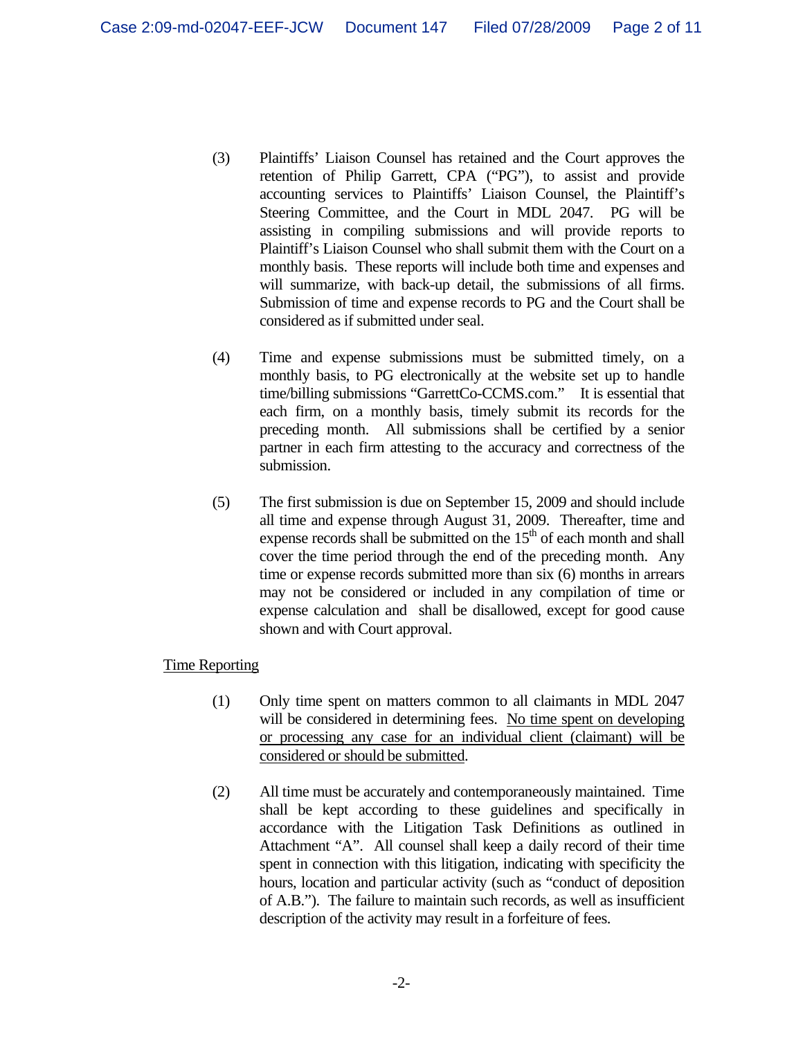(3) Plaintiffs' Liaison Counsel has retained and the Court approves the retention of Philip Garrett, CPA ("PG"), to assist and provide accounting services to Plaintiffs' Liaison Counsel, the Plaintiff's Steering Committee, and the Court in MDL 2047. PG will be assisting in compiling submissions and will provide reports to Plaintiff's Liaison Counsel who shall submit them with the Court on a monthly basis. These reports will include both time and expenses and will summarize, with back-up detail, the submissions of all firms. Submission of time and expense records to PG and the Court shall be considered as if submitted under seal.

(4) Time and expense submissions must be submitted timely, on a monthly basis, to PG electronically at the website set up to handle time/billing submissions "GarrettCo-CCMS.com." It is essential that each firm, on a monthly basis, timely submit its records for the preceding month. All submissions shall be certified by a senior partner in each firm attesting to the accuracy and correctness of the submission.

(5) The first submission is due on September 15, 2009 and should include all time and expense through August 31, 2009. Thereafter, time and expense records shall be submitted on the 15th of each month and shall cover the time period through the end of the preceding month. Any time or expense records submitted more than six (6) months in arrears may not be considered or included in any compilation of time or expense calculation and shall be disallowed, except for good cause shown and with Court approval.

<u>Time Reporting</u>

(1) Only time spent on matters common to all claimants in MDL 2047 will be considered in determining fees. <u>No time spent on developing or processing any case for an individual client (claimant) will be considered or should be submitted</u>.

(2) All time must be accurately and contemporaneously maintained. Time shall be kept according to these guidelines and specifically in accordance with the Litigation Task Definitions as outlined in Attachment "A". All counsel shall keep a daily record of their time spent in connection with this litigation, indicating with specificity the hours, location and particular activity (such as "conduct of deposition of A.B."). The failure to maintain such records, as well as insufficient description of the activity may result in a forfeiture of fees.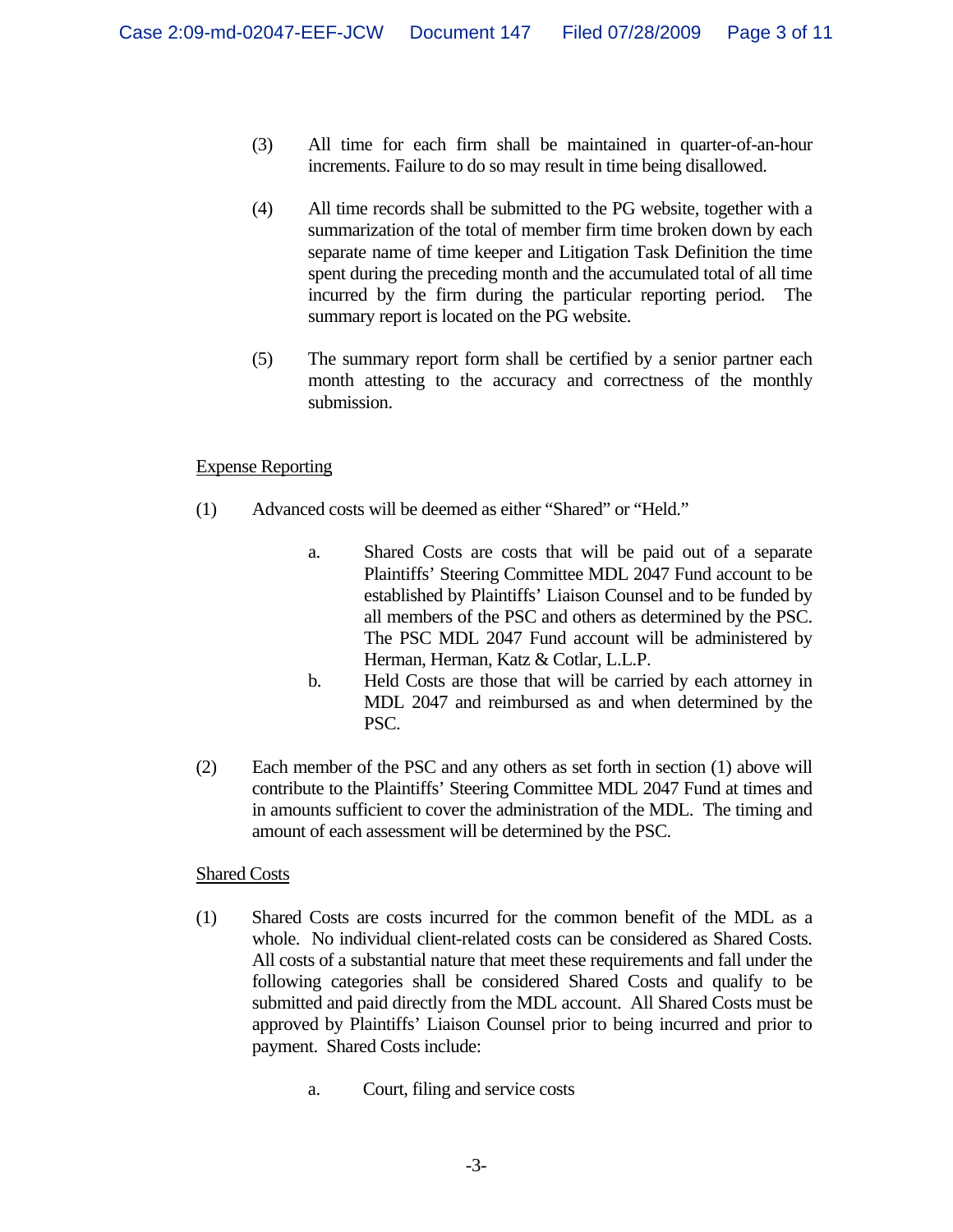(3) All time for each firm shall be maintained in quarter-of-an-hour increments. Failure to do so may result in time being disallowed.

(4) All time records shall be submitted to the PG website, together with a summarization of the total of member firm time broken down by each separate name of time keeper and Litigation Task Definition the time spent during the preceding month and the accumulated total of all time incurred by the firm during the particular reporting period. The summary report is located on the PG website.

(5) The summary report form shall be certified by a senior partner each month attesting to the accuracy and correctness of the monthly submission.

<u>Expense Reporting</u>

(1) Advanced costs will be deemed as either "Shared" or "Held."

a. Shared Costs are costs that will be paid out of a separate Plaintiffs' Steering Committee MDL 2047 Fund account to be established by Plaintiffs' Liaison Counsel and to be funded by all members of the PSC and others as determined by the PSC. The PSC MDL 2047 Fund account will be administered by Herman, Herman, Katz & Cotlar, L.L.P.

b. Held Costs are those that will be carried by each attorney in MDL 2047 and reimbursed as and when determined by the PSC.

(2) Each member of the PSC and any others as set forth in section (1) above will contribute to the Plaintiffs' Steering Committee MDL 2047 Fund at times and in amounts sufficient to cover the administration of the MDL. The timing and amount of each assessment will be determined by the PSC.

<u>Shared Costs</u>

(1) Shared Costs are costs incurred for the common benefit of the MDL as a whole. No individual client-related costs can be considered as Shared Costs. All costs of a substantial nature that meet these requirements and fall under the following categories shall be considered Shared Costs and qualify to be submitted and paid directly from the MDL account. All Shared Costs must be approved by Plaintiffs' Liaison Counsel prior to being incurred and prior to payment. Shared Costs include:

a. Court, filing and service costs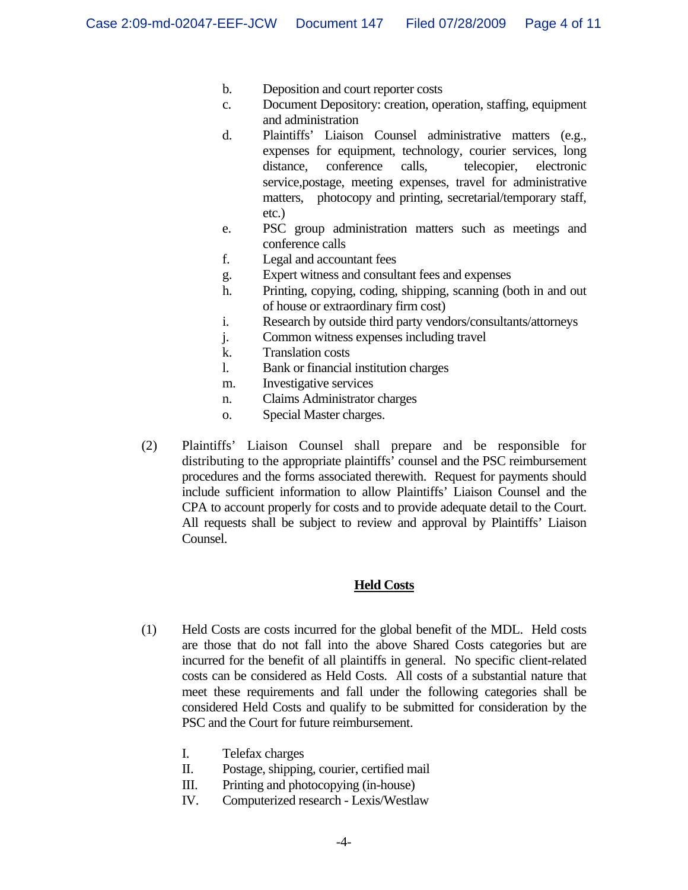b. Deposition and court reporter costs
c. Document Depository: creation, operation, staffing, equipment and administration
d. Plaintiffs' Liaison Counsel administrative matters (e.g., expenses for equipment, technology, courier services, long distance, conference calls, telecopier, electronic service,postage, meeting expenses, travel for administrative matters, photocopy and printing, secretarial/temporary staff, etc.)
e. PSC group administration matters such as meetings and conference calls
f. Legal and accountant fees
g. Expert witness and consultant fees and expenses
h. Printing, copying, coding, shipping, scanning (both in and out of house or extraordinary firm cost)
i. Research by outside third party vendors/consultants/attorneys
j. Common witness expenses including travel
k. Translation costs
l. Bank or financial institution charges
m. Investigative services
n. Claims Administrator charges
o. Special Master charges.

(2) Plaintiffs' Liaison Counsel shall prepare and be responsible for distributing to the appropriate plaintiffs' counsel and the PSC reimbursement procedures and the forms associated therewith. Request for payments should include sufficient information to allow Plaintiffs' Liaison Counsel and the CPA to account properly for costs and to provide adequate detail to the Court. All requests shall be subject to review and approval by Plaintiffs' Liaison Counsel.

## **Held Costs**

(1) Held Costs are costs incurred for the global benefit of the MDL. Held costs are those that do not fall into the above Shared Costs categories but are incurred for the benefit of all plaintiffs in general. No specific client-related costs can be considered as Held Costs. All costs of a substantial nature that meet these requirements and fall under the following categories shall be considered Held Costs and qualify to be submitted for consideration by the PSC and the Court for future reimbursement.

I. Telefax charges
II. Postage, shipping, courier, certified mail
III. Printing and photocopying (in-house)
IV. Computerized research - Lexis/Westlaw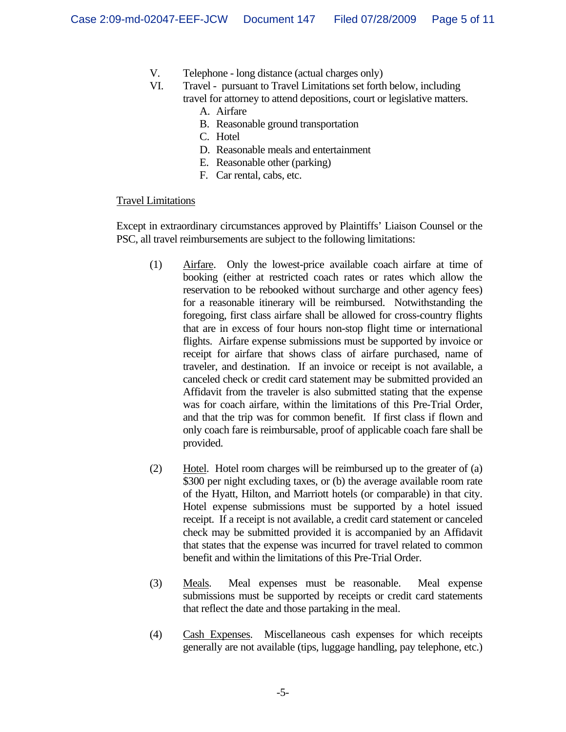V. Telephone - long distance (actual charges only)

VI. Travel - pursuant to Travel Limitations set forth below, including travel for attorney to attend depositions, court or legislative matters.

   A. Airfare
   B. Reasonable ground transportation
   C. Hotel
   D. Reasonable meals and entertainment
   E. Reasonable other (parking)
   F. Car rental, cabs, etc.

<u>Travel Limitations</u>

Except in extraordinary circumstances approved by Plaintiffs' Liaison Counsel or the PSC, all travel reimbursements are subject to the following limitations:

(1) <u>Airfare</u>. Only the lowest-price available coach airfare at time of booking (either at restricted coach rates or rates which allow the reservation to be rebooked without surcharge and other agency fees) for a reasonable itinerary will be reimbursed. Notwithstanding the foregoing, first class airfare shall be allowed for cross-country flights that are in excess of four hours non-stop flight time or international flights. Airfare expense submissions must be supported by invoice or receipt for airfare that shows class of airfare purchased, name of traveler, and destination. If an invoice or receipt is not available, a canceled check or credit card statement may be submitted provided an Affidavit from the traveler is also submitted stating that the expense was for coach airfare, within the limitations of this Pre-Trial Order, and that the trip was for common benefit. If first class if flown and only coach fare is reimbursable, proof of applicable coach fare shall be provided.

(2) <u>Hotel</u>. Hotel room charges will be reimbursed up to the greater of (a) $300 per night excluding taxes, or (b) the average available room rate of the Hyatt, Hilton, and Marriott hotels (or comparable) in that city. Hotel expense submissions must be supported by a hotel issued receipt. If a receipt is not available, a credit card statement or canceled check may be submitted provided it is accompanied by an Affidavit that states that the expense was incurred for travel related to common benefit and within the limitations of this Pre-Trial Order.

(3) <u>Meals</u>. Meal expenses must be reasonable. Meal expense submissions must be supported by receipts or credit card statements that reflect the date and those partaking in the meal.

(4) <u>Cash Expenses</u>. Miscellaneous cash expenses for which receipts generally are not available (tips, luggage handling, pay telephone, etc.)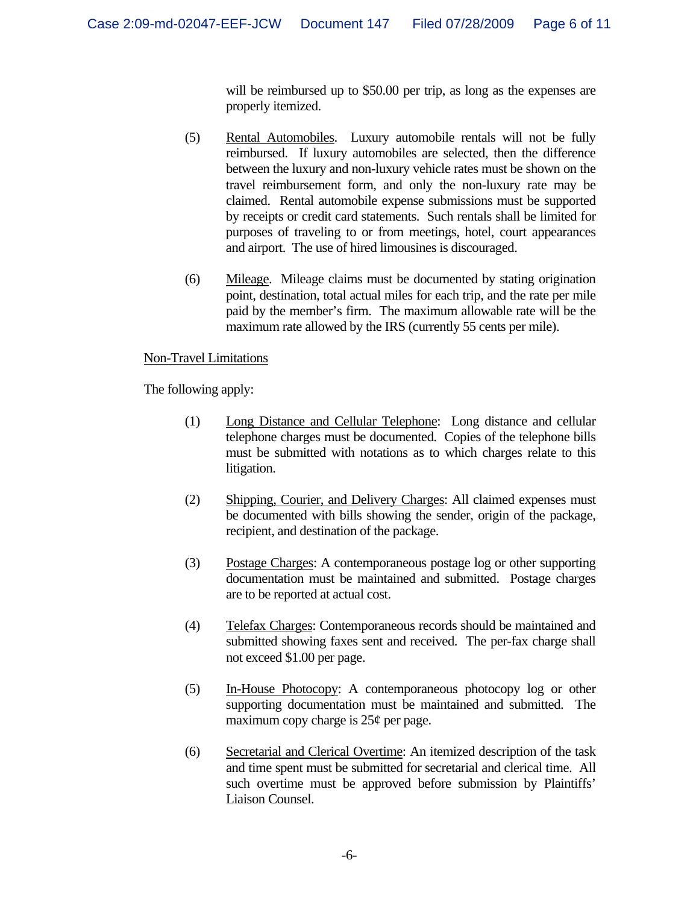will be reimbursed up to $50.00 per trip, as long as the expenses are properly itemized.

(5) Rental Automobiles. Luxury automobile rentals will not be fully reimbursed. If luxury automobiles are selected, then the difference between the luxury and non-luxury vehicle rates must be shown on the travel reimbursement form, and only the non-luxury rate may be claimed. Rental automobile expense submissions must be supported by receipts or credit card statements. Such rentals shall be limited for purposes of traveling to or from meetings, hotel, court appearances and airport. The use of hired limousines is discouraged.

(6) Mileage. Mileage claims must be documented by stating origination point, destination, total actual miles for each trip, and the rate per mile paid by the member's firm. The maximum allowable rate will be the maximum rate allowed by the IRS (currently 55 cents per mile).

Non-Travel Limitations

The following apply:

(1) Long Distance and Cellular Telephone: Long distance and cellular telephone charges must be documented. Copies of the telephone bills must be submitted with notations as to which charges relate to this litigation.

(2) Shipping, Courier, and Delivery Charges: All claimed expenses must be documented with bills showing the sender, origin of the package, recipient, and destination of the package.

(3) Postage Charges: A contemporaneous postage log or other supporting documentation must be maintained and submitted. Postage charges are to be reported at actual cost.

(4) Telefax Charges: Contemporaneous records should be maintained and submitted showing faxes sent and received. The per-fax charge shall not exceed $1.00 per page.

(5) In-House Photocopy: A contemporaneous photocopy log or other supporting documentation must be maintained and submitted. The maximum copy charge is 25¢ per page.

(6) Secretarial and Clerical Overtime: An itemized description of the task and time spent must be submitted for secretarial and clerical time. All such overtime must be approved before submission by Plaintiffs' Liaison Counsel.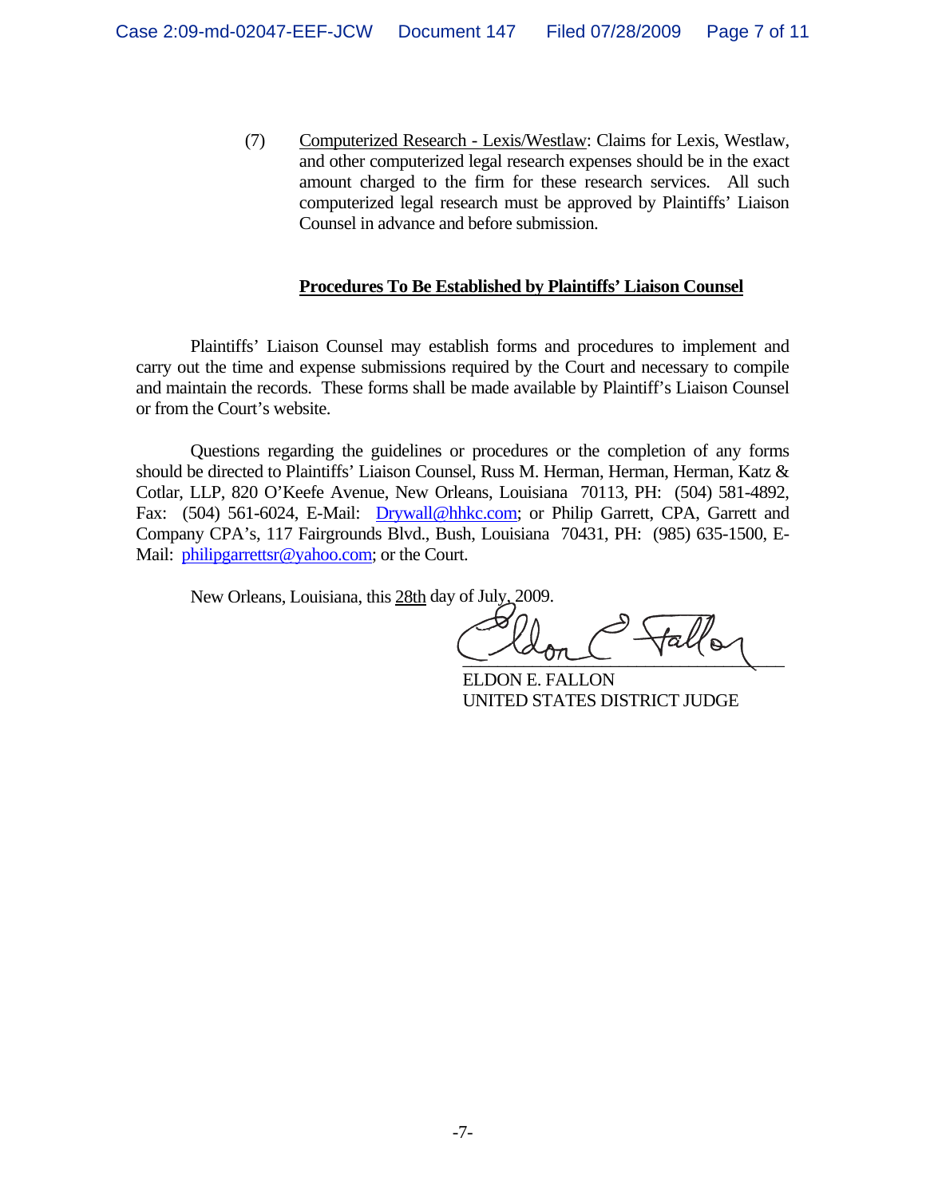(7) Computerized Research - Lexis/Westlaw: Claims for Lexis, Westlaw, and other computerized legal research expenses should be in the exact amount charged to the firm for these research services. All such computerized legal research must be approved by Plaintiffs' Liaison Counsel in advance and before submission.

**Procedures To Be Established by Plaintiffs' Liaison Counsel**

Plaintiffs' Liaison Counsel may establish forms and procedures to implement and carry out the time and expense submissions required by the Court and necessary to compile and maintain the records. These forms shall be made available by Plaintiff's Liaison Counsel or from the Court's website.

Questions regarding the guidelines or procedures or the completion of any forms should be directed to Plaintiffs' Liaison Counsel, Russ M. Herman, Herman, Herman, Katz & Cotlar, LLP, 820 O'Keefe Avenue, New Orleans, Louisiana 70113, PH: (504) 581-4892, Fax: (504) 561-6024, E-Mail: Drywall@hhkc.com; or Philip Garrett, CPA, Garrett and Company CPA's, 117 Fairgrounds Blvd., Bush, Louisiana 70431, PH: (985) 635-1500, E-Mail: philipgarrettsr@yahoo.com; or the Court.

New Orleans, Louisiana, this 28th day of July, 2009.

ELDON E. FALLON
UNITED STATES DISTRICT JUDGE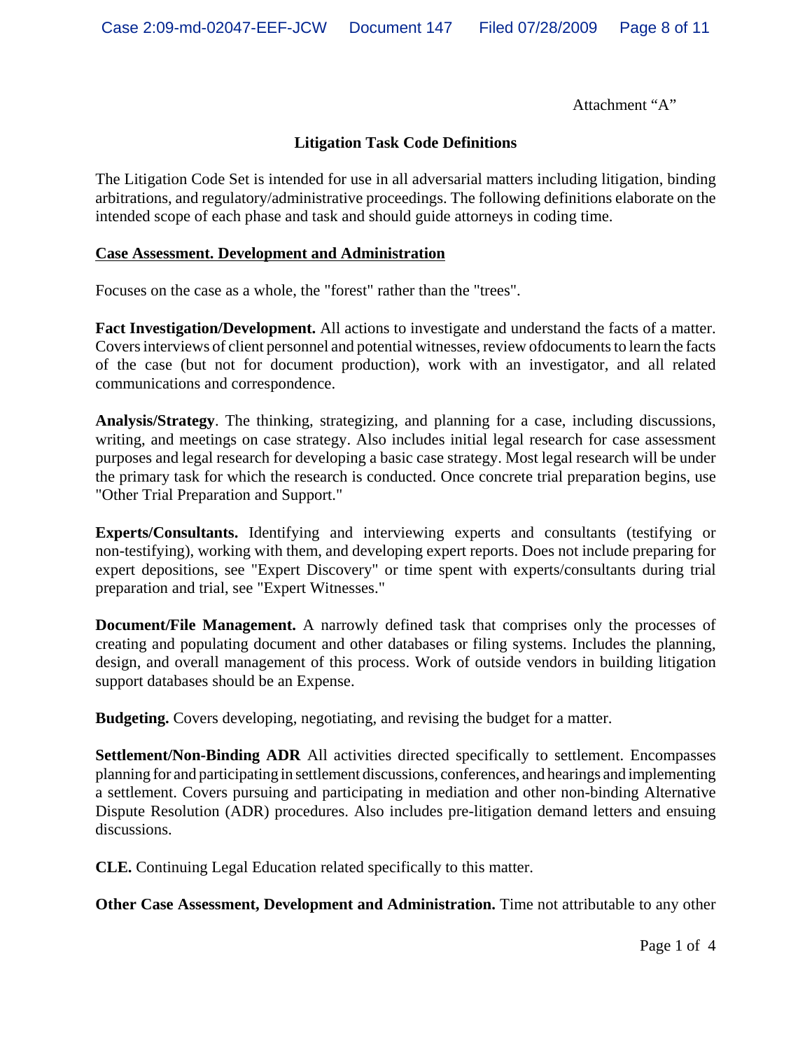Attachment "A"

## Litigation Task Code Definitions

The Litigation Code Set is intended for use in all adversarial matters including litigation, binding arbitrations, and regulatory/administrative proceedings. The following definitions elaborate on the intended scope of each phase and task and should guide attorneys in coding time.

### Case Assessment. Development and Administration

Focuses on the case as a whole, the "forest" rather than the "trees".

**Fact Investigation/Development.** All actions to investigate and understand the facts of a matter. Covers interviews of client personnel and potential witnesses, review ofdocuments to learn the facts of the case (but not for document production), work with an investigator, and all related communications and correspondence.

**Analysis/Strategy**. The thinking, strategizing, and planning for a case, including discussions, writing, and meetings on case strategy. Also includes initial legal research for case assessment purposes and legal research for developing a basic case strategy. Most legal research will be under the primary task for which the research is conducted. Once concrete trial preparation begins, use "Other Trial Preparation and Support."

**Experts/Consultants.** Identifying and interviewing experts and consultants (testifying or non-testifying), working with them, and developing expert reports. Does not include preparing for expert depositions, see "Expert Discovery" or time spent with experts/consultants during trial preparation and trial, see "Expert Witnesses."

**Document/File Management.** A narrowly defined task that comprises only the processes of creating and populating document and other databases or filing systems. Includes the planning, design, and overall management of this process. Work of outside vendors in building litigation support databases should be an Expense.

**Budgeting.** Covers developing, negotiating, and revising the budget for a matter.

**Settlement/Non-Binding ADR** All activities directed specifically to settlement. Encompasses planning for and participating in settlement discussions, conferences, and hearings and implementing a settlement. Covers pursuing and participating in mediation and other non-binding Alternative Dispute Resolution (ADR) procedures. Also includes pre-litigation demand letters and ensuing discussions.

**CLE.** Continuing Legal Education related specifically to this matter.

**Other Case Assessment, Development and Administration.** Time not attributable to any other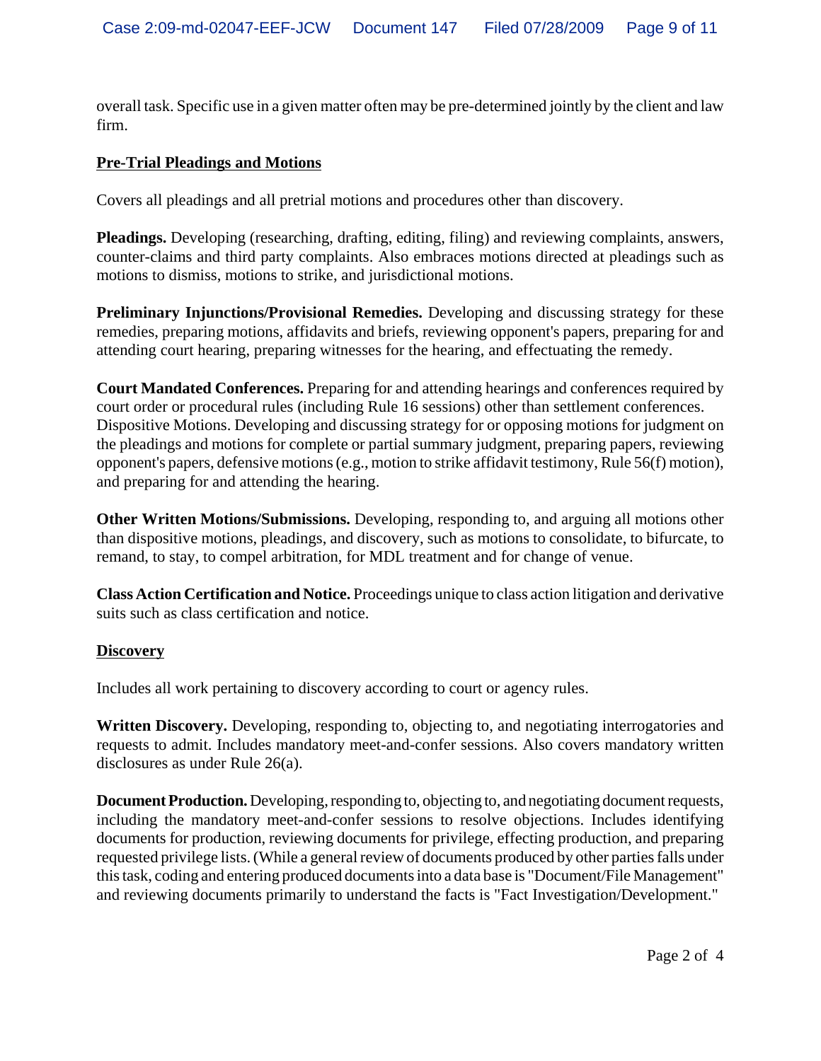overall task. Specific use in a given matter often may be pre-determined jointly by the client and law firm.

## Pre-Trial Pleadings and Motions

Covers all pleadings and all pretrial motions and procedures other than discovery.

**Pleadings.** Developing (researching, drafting, editing, filing) and reviewing complaints, answers, counter-claims and third party complaints. Also embraces motions directed at pleadings such as motions to dismiss, motions to strike, and jurisdictional motions.

**Preliminary Injunctions/Provisional Remedies.** Developing and discussing strategy for these remedies, preparing motions, affidavits and briefs, reviewing opponent's papers, preparing for and attending court hearing, preparing witnesses for the hearing, and effectuating the remedy.

**Court Mandated Conferences.** Preparing for and attending hearings and conferences required by court order or procedural rules (including Rule 16 sessions) other than settlement conferences. Dispositive Motions. Developing and discussing strategy for or opposing motions for judgment on the pleadings and motions for complete or partial summary judgment, preparing papers, reviewing opponent's papers, defensive motions (e.g., motion to strike affidavit testimony, Rule 56(f) motion), and preparing for and attending the hearing.

**Other Written Motions/Submissions.** Developing, responding to, and arguing all motions other than dispositive motions, pleadings, and discovery, such as motions to consolidate, to bifurcate, to remand, to stay, to compel arbitration, for MDL treatment and for change of venue.

**Class Action Certification and Notice.** Proceedings unique to class action litigation and derivative suits such as class certification and notice.

## Discovery

Includes all work pertaining to discovery according to court or agency rules.

**Written Discovery.** Developing, responding to, objecting to, and negotiating interrogatories and requests to admit. Includes mandatory meet-and-confer sessions. Also covers mandatory written disclosures as under Rule 26(a).

**Document Production.** Developing, responding to, objecting to, and negotiating document requests, including the mandatory meet-and-confer sessions to resolve objections. Includes identifying documents for production, reviewing documents for privilege, effecting production, and preparing requested privilege lists. (While a general review of documents produced by other parties falls under this task, coding and entering produced documents into a data base is "Document/File Management" and reviewing documents primarily to understand the facts is "Fact Investigation/Development."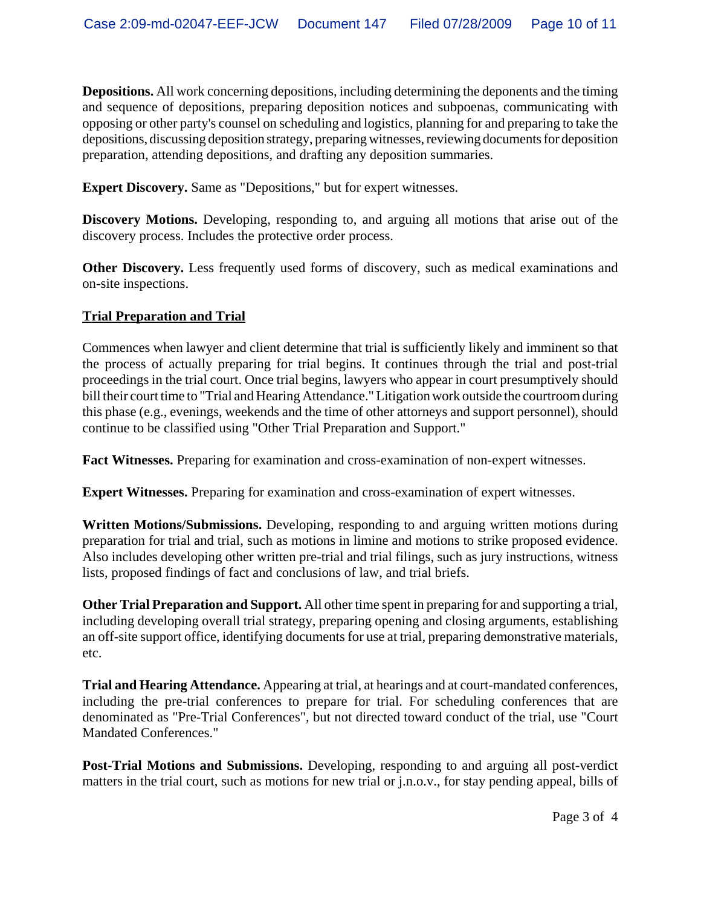**Depositions.** All work concerning depositions, including determining the deponents and the timing and sequence of depositions, preparing deposition notices and subpoenas, communicating with opposing or other party's counsel on scheduling and logistics, planning for and preparing to take the depositions, discussing deposition strategy, preparing witnesses, reviewing documents for deposition preparation, attending depositions, and drafting any deposition summaries.

**Expert Discovery.** Same as "Depositions," but for expert witnesses.

**Discovery Motions.** Developing, responding to, and arguing all motions that arise out of the discovery process. Includes the protective order process.

**Other Discovery.** Less frequently used forms of discovery, such as medical examinations and on-site inspections.

## Trial Preparation and Trial

Commences when lawyer and client determine that trial is sufficiently likely and imminent so that the process of actually preparing for trial begins. It continues through the trial and post-trial proceedings in the trial court. Once trial begins, lawyers who appear in court presumptively should bill their court time to "Trial and Hearing Attendance." Litigation work outside the courtroom during this phase (e.g., evenings, weekends and the time of other attorneys and support personnel), should continue to be classified using "Other Trial Preparation and Support."

**Fact Witnesses.** Preparing for examination and cross-examination of non-expert witnesses.

**Expert Witnesses.** Preparing for examination and cross-examination of expert witnesses.

**Written Motions/Submissions.** Developing, responding to and arguing written motions during preparation for trial and trial, such as motions in limine and motions to strike proposed evidence. Also includes developing other written pre-trial and trial filings, such as jury instructions, witness lists, proposed findings of fact and conclusions of law, and trial briefs.

**Other Trial Preparation and Support.** All other time spent in preparing for and supporting a trial, including developing overall trial strategy, preparing opening and closing arguments, establishing an off-site support office, identifying documents for use at trial, preparing demonstrative materials, etc.

**Trial and Hearing Attendance.** Appearing at trial, at hearings and at court-mandated conferences, including the pre-trial conferences to prepare for trial. For scheduling conferences that are denominated as "Pre-Trial Conferences", but not directed toward conduct of the trial, use "Court Mandated Conferences."

**Post-Trial Motions and Submissions.** Developing, responding to and arguing all post-verdict matters in the trial court, such as motions for new trial or j.n.o.v., for stay pending appeal, bills of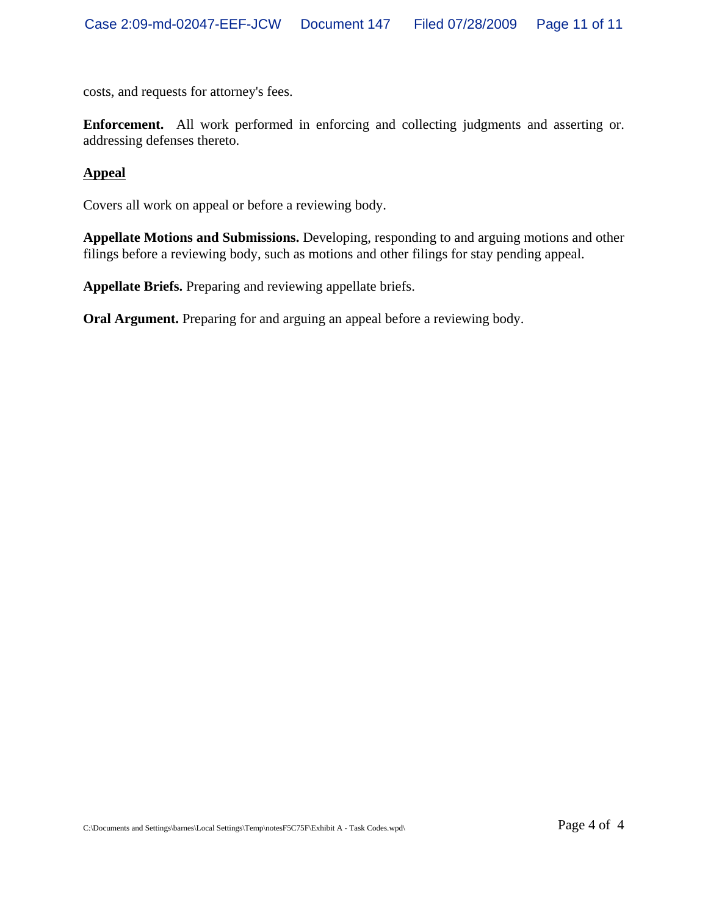costs, and requests for attorney's fees.

**Enforcement.** All work performed in enforcing and collecting judgments and asserting or. addressing defenses thereto.

## Appeal

Covers all work on appeal or before a reviewing body.

**Appellate Motions and Submissions.** Developing, responding to and arguing motions and other filings before a reviewing body, such as motions and other filings for stay pending appeal.

**Appellate Briefs.** Preparing and reviewing appellate briefs.

**Oral Argument.** Preparing for and arguing an appeal before a reviewing body.